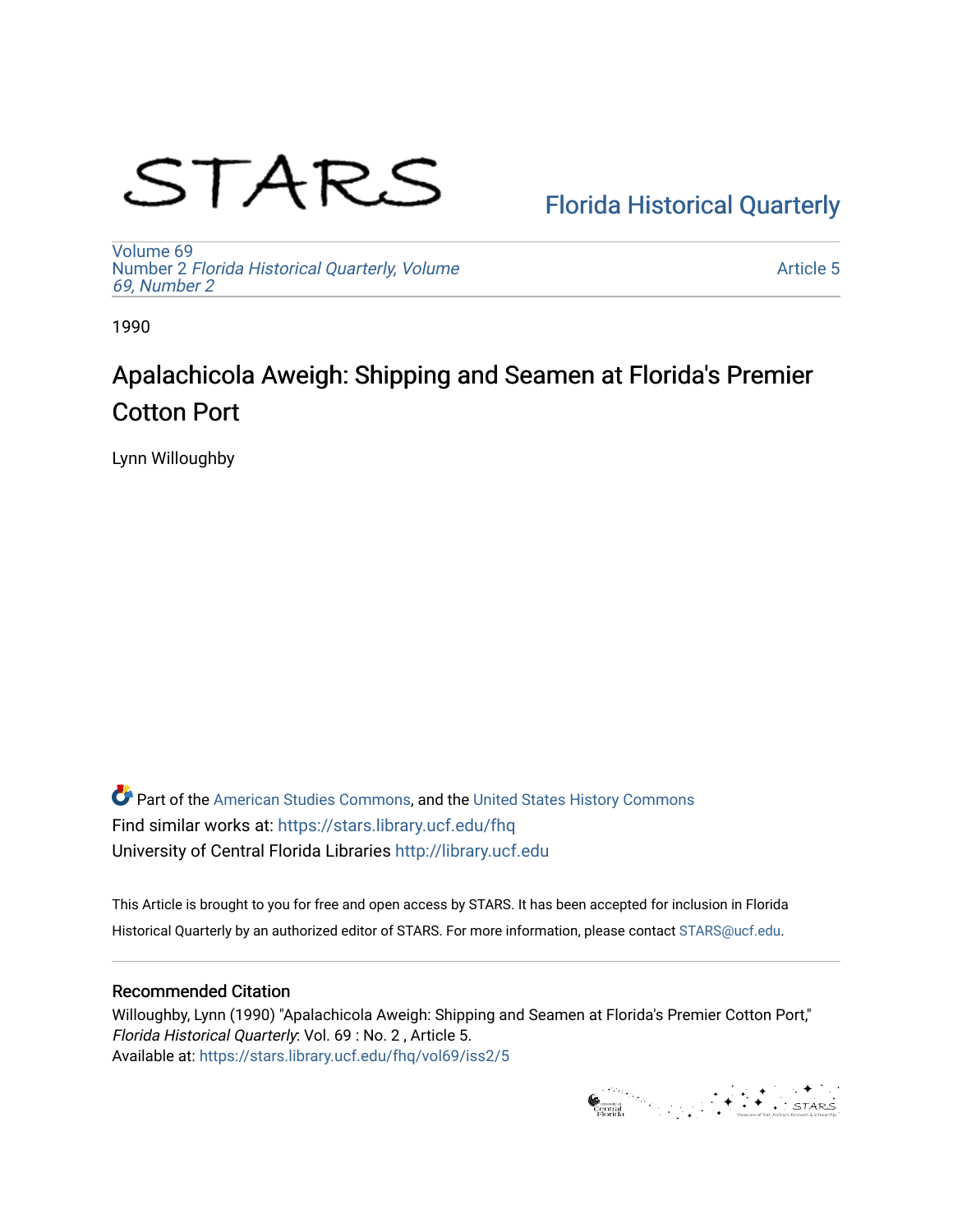# STARS

Florida Historical Quarterly

Volume 69
Number 2 *Florida Historical Quarterly, Volume 69, Number 2*

Article 5

1990

## Apalachicola Aweigh: Shipping and Seamen at Florida's Premier Cotton Port

Lynn Willoughby

Part of the American Studies Commons, and the United States History Commons
Find similar works at: https://stars.library.ucf.edu/fhq
University of Central Florida Libraries http://library.ucf.edu

This Article is brought to you for free and open access by STARS. It has been accepted for inclusion in Florida Historical Quarterly by an authorized editor of STARS. For more information, please contact STARS@ucf.edu.

### Recommended Citation

Willoughby, Lynn (1990) "Apalachicola Aweigh: Shipping and Seamen at Florida's Premier Cotton Port," *Florida Historical Quarterly*: Vol. 69 : No. 2 , Article 5.
Available at: https://stars.library.ucf.edu/fhq/vol69/iss2/5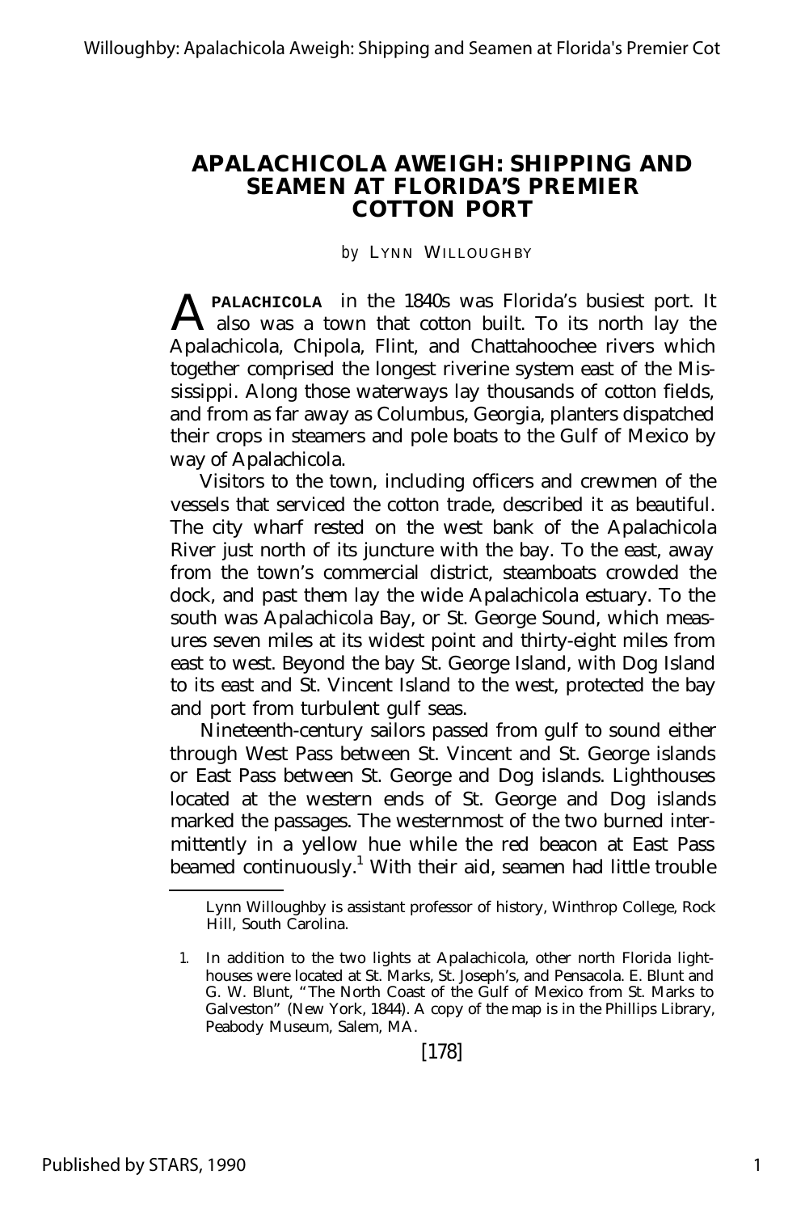# APALACHICOLA AWEIGH: SHIPPING AND SEAMEN AT FLORIDA'S PREMIER COTTON PORT

*by* LYNN WILLOUGHBY

APALACHICOLA in the 1840s was Florida's busiest port. It also was a town that cotton built. To its north lay the Apalachicola, Chipola, Flint, and Chattahoochee rivers which together comprised the longest riverine system east of the Mississippi. Along those waterways lay thousands of cotton fields, and from as far away as Columbus, Georgia, planters dispatched their crops in steamers and pole boats to the Gulf of Mexico by way of Apalachicola.

Visitors to the town, including officers and crewmen of the vessels that serviced the cotton trade, described it as beautiful. The city wharf rested on the west bank of the Apalachicola River just north of its juncture with the bay. To the east, away from the town's commercial district, steamboats crowded the dock, and past them lay the wide Apalachicola estuary. To the south was Apalachicola Bay, or St. George Sound, which measures seven miles at its widest point and thirty-eight miles from east to west. Beyond the bay St. George Island, with Dog Island to its east and St. Vincent Island to the west, protected the bay and port from turbulent gulf seas.

Nineteenth-century sailors passed from gulf to sound either through West Pass between St. Vincent and St. George islands or East Pass between St. George and Dog islands. Lighthouses located at the western ends of St. George and Dog islands marked the passages. The westernmost of the two burned intermittently in a yellow hue while the red beacon at East Pass beamed continuously.[1] With their aid, seamen had little trouble

---

Lynn Willoughby is assistant professor of history, Winthrop College, Rock Hill, South Carolina.

1. In addition to the two lights at Apalachicola, other north Florida lighthouses were located at St. Marks, St. Joseph's, and Pensacola. E. Blunt and G. W. Blunt, "The North Coast of the Gulf of Mexico from St. Marks to Galveston" (New York, 1844). A copy of the map is in the Phillips Library, Peabody Museum, Salem, MA.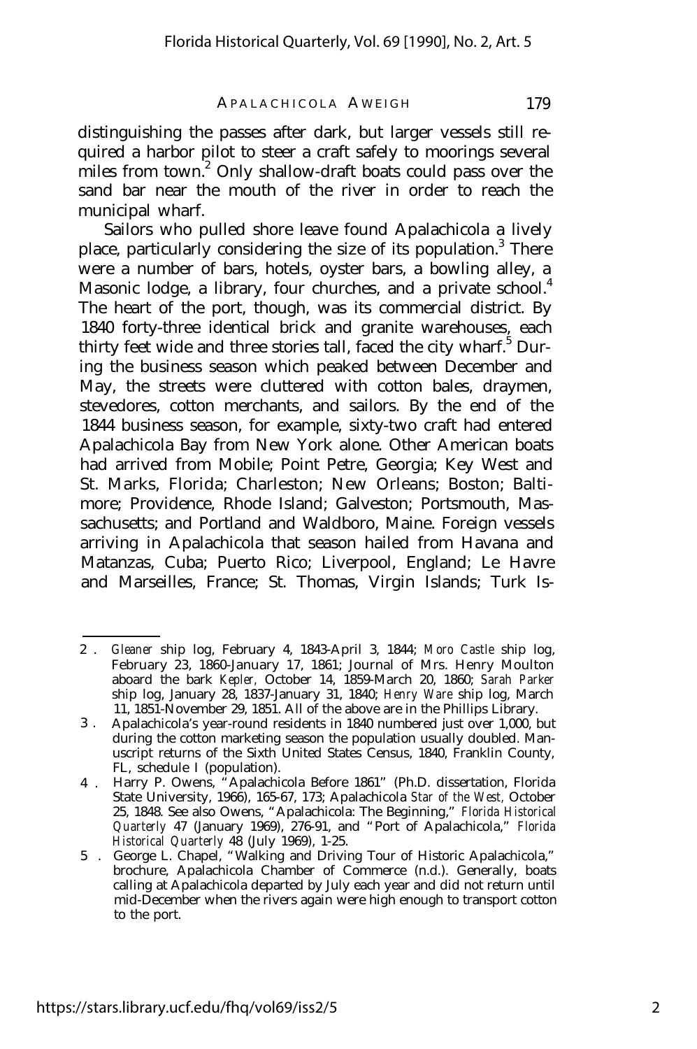distinguishing the passes after dark, but larger vessels still required a harbor pilot to steer a craft safely to moorings several miles from town.[2] Only shallow-draft boats could pass over the sand bar near the mouth of the river in order to reach the municipal wharf.

Sailors who pulled shore leave found Apalachicola a lively place, particularly considering the size of its population.[3] There were a number of bars, hotels, oyster bars, a bowling alley, a Masonic lodge, a library, four churches, and a private school.[4] The heart of the port, though, was its commercial district. By 1840 forty-three identical brick and granite warehouses, each thirty feet wide and three stories tall, faced the city wharf.[5] During the business season which peaked between December and May, the streets were cluttered with cotton bales, draymen, stevedores, cotton merchants, and sailors. By the end of the 1844 business season, for example, sixty-two craft had entered Apalachicola Bay from New York alone. Other American boats had arrived from Mobile; Point Petre, Georgia; Key West and St. Marks, Florida; Charleston; New Orleans; Boston; Baltimore; Providence, Rhode Island; Galveston; Portsmouth, Massachusetts; and Portland and Waldboro, Maine. Foreign vessels arriving in Apalachicola that season hailed from Havana and Matanzas, Cuba; Puerto Rico; Liverpool, England; Le Havre and Marseilles, France; St. Thomas, Virgin Islands; Turk Is-

---

2. *Gleaner* ship log, February 4, 1843-April 3, 1844; *Moro Castle* ship log, February 23, 1860-January 17, 1861; Journal of Mrs. Henry Moulton aboard the bark *Kepler*, October 14, 1859-March 20, 1860; *Sarah Parker* ship log, January 28, 1837-January 31, 1840; *Henry Ware* ship log, March 11, 1851-November 29, 1851. All of the above are in the Phillips Library.
3. Apalachicola's year-round residents in 1840 numbered just over 1,000, but during the cotton marketing season the population usually doubled. Manuscript returns of the Sixth United States Census, 1840, Franklin County, FL, schedule I (population).
4. Harry P. Owens, "Apalachicola Before 1861" (Ph.D. dissertation, Florida State University, 1966), 165-67, 173; Apalachicola *Star of the West*, October 25, 1848. See also Owens, "Apalachicola: The Beginning," *Florida Historical Quarterly* 47 (January 1969), 276-91, and "Port of Apalachicola," *Florida Historical Quarterly* 48 (July 1969), 1-25.
5. George L. Chapel, "Walking and Driving Tour of Historic Apalachicola," brochure, Apalachicola Chamber of Commerce (n.d.). Generally, boats calling at Apalachicola departed by July each year and did not return until mid-December when the rivers again were high enough to transport cotton to the port.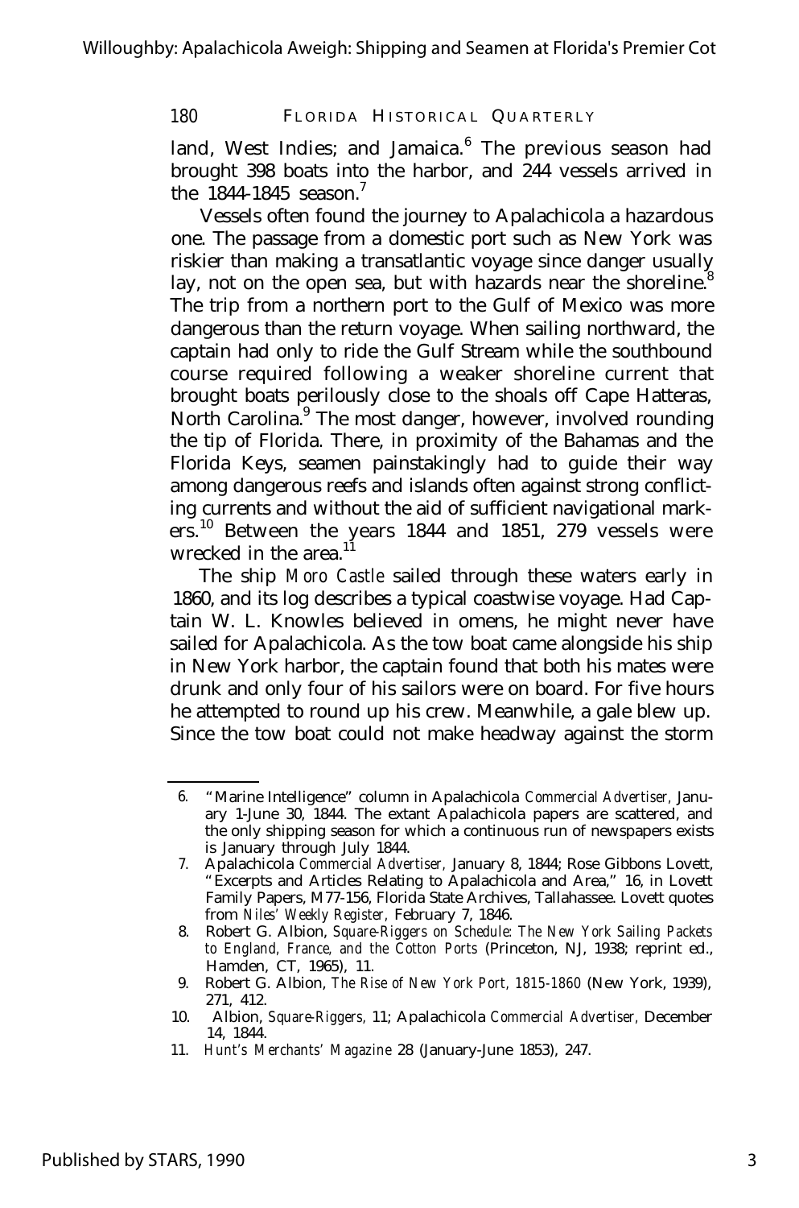land, West Indies; and Jamaica.[6] The previous season had brought 398 boats into the harbor, and 244 vessels arrived in the 1844-1845 season.[7]

Vessels often found the journey to Apalachicola a hazardous one. The passage from a domestic port such as New York was riskier than making a transatlantic voyage since danger usually lay, not on the open sea, but with hazards near the shoreline.[8] The trip from a northern port to the Gulf of Mexico was more dangerous than the return voyage. When sailing northward, the captain had only to ride the Gulf Stream while the southbound course required following a weaker shoreline current that brought boats perilously close to the shoals off Cape Hatteras, North Carolina.[9] The most danger, however, involved rounding the tip of Florida. There, in proximity of the Bahamas and the Florida Keys, seamen painstakingly had to guide their way among dangerous reefs and islands often against strong conflicting currents and without the aid of sufficient navigational markers.[10] Between the years 1844 and 1851, 279 vessels were wrecked in the area.[11]

The ship *Moro Castle* sailed through these waters early in 1860, and its log describes a typical coastwise voyage. Had Captain W. L. Knowles believed in omens, he might never have sailed for Apalachicola. As the tow boat came alongside his ship in New York harbor, the captain found that both his mates were drunk and only four of his sailors were on board. For five hours he attempted to round up his crew. Meanwhile, a gale blew up. Since the tow boat could not make headway against the storm

---

6. "Marine Intelligence" column in Apalachicola *Commercial Advertiser*, January 1-June 30, 1844. The extant Apalachicola papers are scattered, and the only shipping season for which a continuous run of newspapers exists is January through July 1844.
7. Apalachicola *Commercial Advertiser*, January 8, 1844; Rose Gibbons Lovett, "Excerpts and Articles Relating to Apalachicola and Area," 16, in Lovett Family Papers, M77-156, Florida State Archives, Tallahassee. Lovett quotes from *Niles' Weekly Register*, February 7, 1846.
8. Robert G. Albion, *Square-Riggers on Schedule: The New York Sailing Packets to England, France, and the Cotton Ports* (Princeton, NJ, 1938; reprint ed., Hamden, CT, 1965), 11.
9. Robert G. Albion, *The Rise of New York Port, 1815-1860* (New York, 1939), 271, 412.
10. Albion, *Square-Riggers*, 11; Apalachicola *Commercial Advertiser*, December 14, 1844.
11. *Hunt's Merchants' Magazine* 28 (January-June 1853), 247.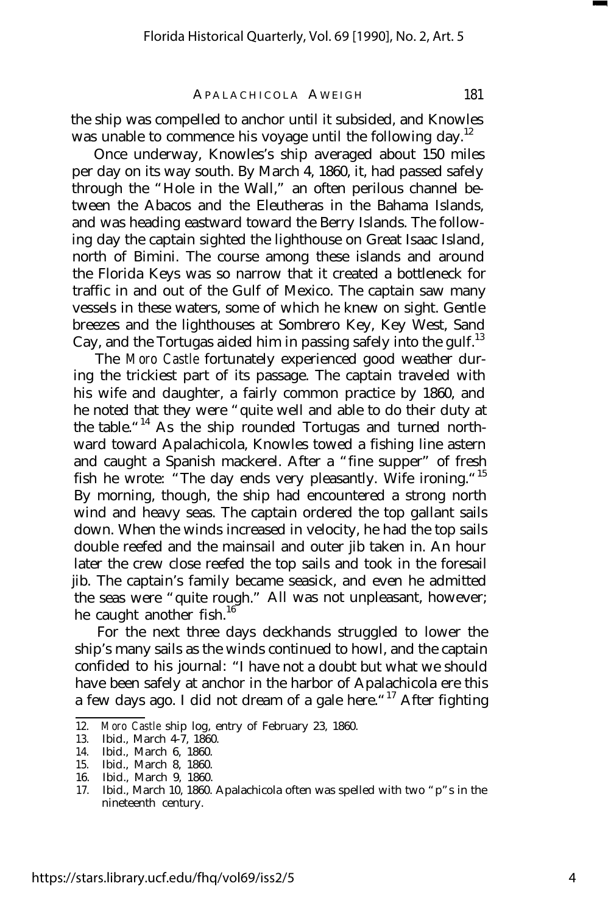the ship was compelled to anchor until it subsided, and Knowles was unable to commence his voyage until the following day.[12]

Once underway, Knowles's ship averaged about 150 miles per day on its way south. By March 4, 1860, it, had passed safely through the "Hole in the Wall," an often perilous channel between the Abacos and the Eleutheras in the Bahama Islands, and was heading eastward toward the Berry Islands. The following day the captain sighted the lighthouse on Great Isaac Island, north of Bimini. The course among these islands and around the Florida Keys was so narrow that it created a bottleneck for traffic in and out of the Gulf of Mexico. The captain saw many vessels in these waters, some of which he knew on sight. Gentle breezes and the lighthouses at Sombrero Key, Key West, Sand Cay, and the Tortugas aided him in passing safely into the gulf.[13]

The *Moro Castle* fortunately experienced good weather during the trickiest part of its passage. The captain traveled with his wife and daughter, a fairly common practice by 1860, and he noted that they were "quite well and able to do their duty at the table."[14] As the ship rounded Tortugas and turned northward toward Apalachicola, Knowles towed a fishing line astern and caught a Spanish mackerel. After a "fine supper" of fresh fish he wrote: "The day ends very pleasantly. Wife ironing."[15] By morning, though, the ship had encountered a strong north wind and heavy seas. The captain ordered the top gallant sails down. When the winds increased in velocity, he had the top sails double reefed and the mainsail and outer jib taken in. An hour later the crew close reefed the top sails and took in the foresail jib. The captain's family became seasick, and even he admitted the seas were "quite rough." All was not unpleasant, however; he caught another fish.[16]

For the next three days deckhands struggled to lower the ship's many sails as the winds continued to howl, and the captain confided to his journal: "I have not a doubt but what we should have been safely at anchor in the harbor of Apalachicola ere this a few days ago. I did not dream of a gale here."[17] After fighting

---

12. *Moro Castle* ship log, entry of February 23, 1860.
13. Ibid., March 4-7, 1860.
14. Ibid., March 6, 1860.
15. Ibid., March 8, 1860.
16. Ibid., March 9, 1860.
17. Ibid., March 10, 1860. Apalachicola often was spelled with two "p"s in the nineteenth century.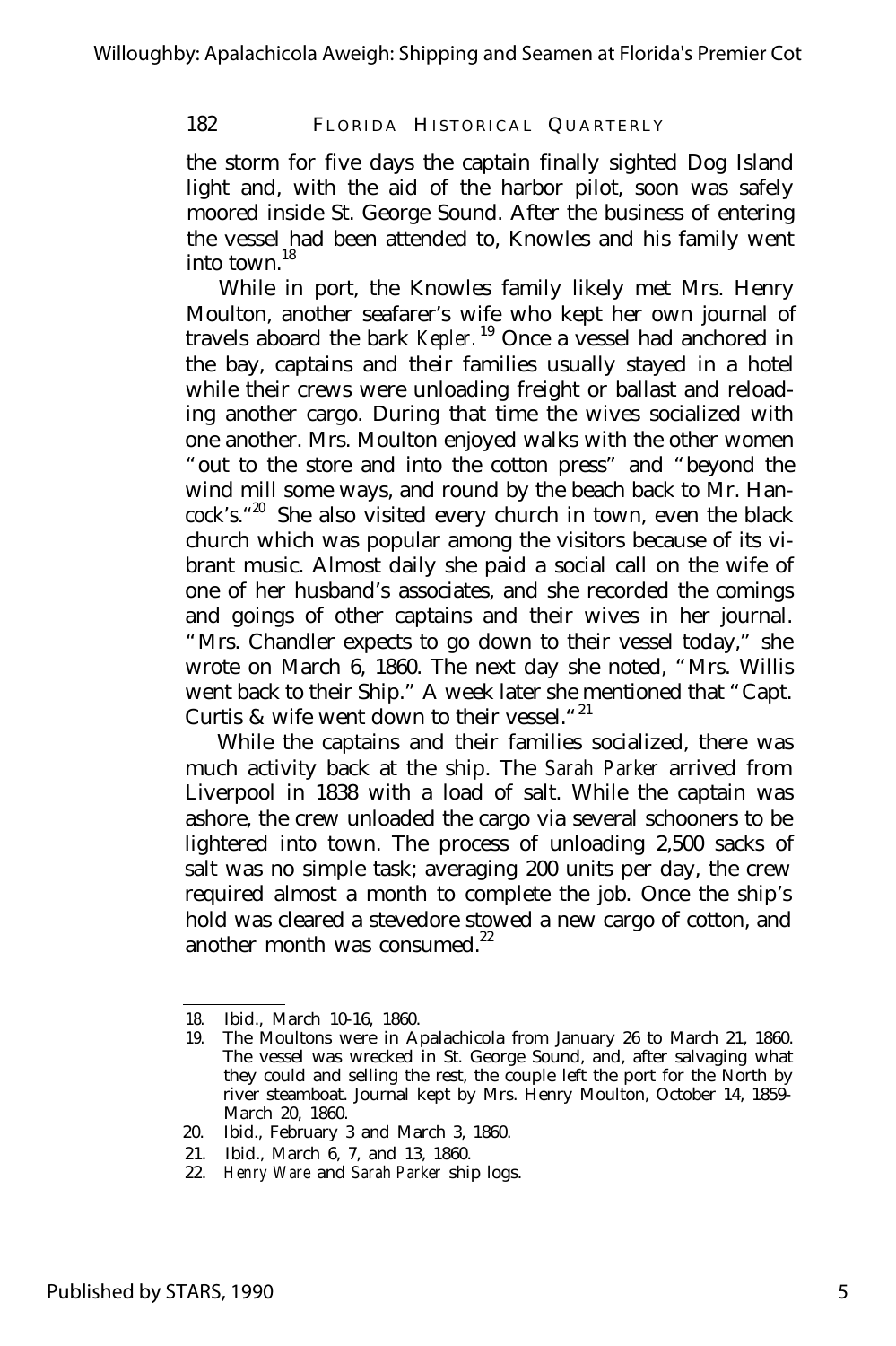the storm for five days the captain finally sighted Dog Island light and, with the aid of the harbor pilot, soon was safely moored inside St. George Sound. After the business of entering the vessel had been attended to, Knowles and his family went into town.[18]

While in port, the Knowles family likely met Mrs. Henry Moulton, another seafarer's wife who kept her own journal of travels aboard the bark *Kepler.*[19] Once a vessel had anchored in the bay, captains and their families usually stayed in a hotel while their crews were unloading freight or ballast and reloading another cargo. During that time the wives socialized with one another. Mrs. Moulton enjoyed walks with the other women "out to the store and into the cotton press" and "beyond the wind mill some ways, and round by the beach back to Mr. Hancock's."[20] She also visited every church in town, even the black church which was popular among the visitors because of its vibrant music. Almost daily she paid a social call on the wife of one of her husband's associates, and she recorded the comings and goings of other captains and their wives in her journal. "Mrs. Chandler expects to go down to their vessel today," she wrote on March 6, 1860. The next day she noted, "Mrs. Willis went back to their Ship." A week later she mentioned that "Capt. Curtis & wife went down to their vessel."[21]

While the captains and their families socialized, there was much activity back at the ship. The *Sarah Parker* arrived from Liverpool in 1838 with a load of salt. While the captain was ashore, the crew unloaded the cargo via several schooners to be lightered into town. The process of unloading 2,500 sacks of salt was no simple task; averaging 200 units per day, the crew required almost a month to complete the job. Once the ship's hold was cleared a stevedore stowed a new cargo of cotton, and another month was consumed.[22]

---

18. Ibid., March 10-16, 1860.
19. The Moultons were in Apalachicola from January 26 to March 21, 1860. The vessel was wrecked in St. George Sound, and, after salvaging what they could and selling the rest, the couple left the port for the North by river steamboat. Journal kept by Mrs. Henry Moulton, October 14, 1859-March 20, 1860.
20. Ibid., February 3 and March 3, 1860.
21. Ibid., March 6, 7, and 13, 1860.
22. *Henry Ware* and *Sarah Parker* ship logs.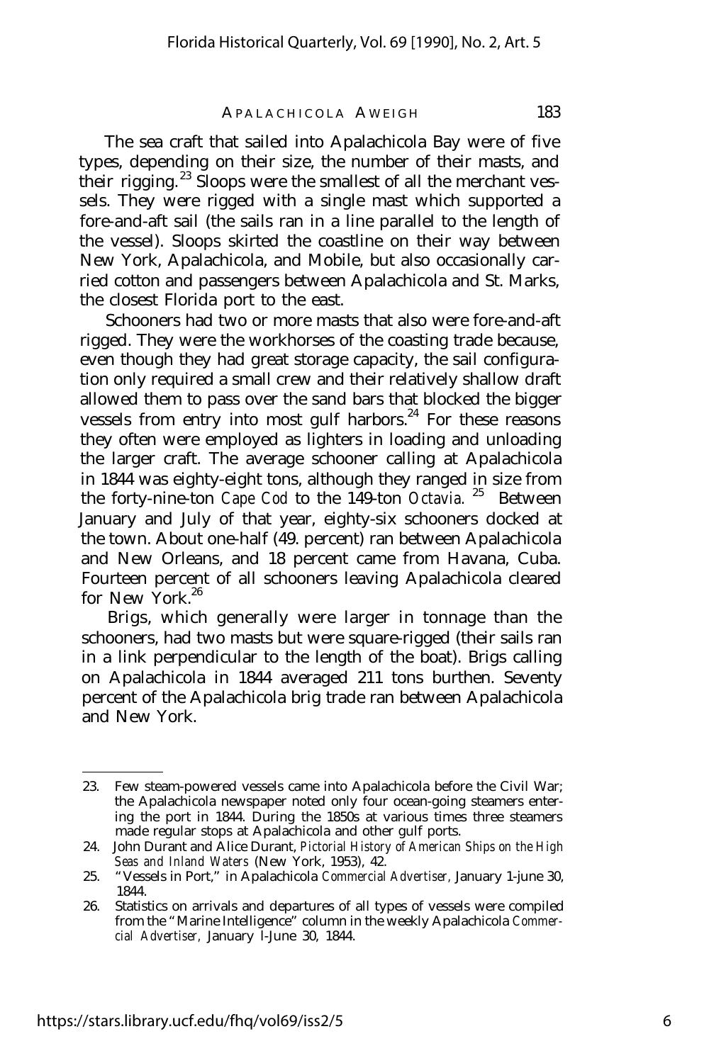The sea craft that sailed into Apalachicola Bay were of five types, depending on their size, the number of their masts, and their rigging.[23] Sloops were the smallest of all the merchant vessels. They were rigged with a single mast which supported a fore-and-aft sail (the sails ran in a line parallel to the length of the vessel). Sloops skirted the coastline on their way between New York, Apalachicola, and Mobile, but also occasionally carried cotton and passengers between Apalachicola and St. Marks, the closest Florida port to the east.

Schooners had two or more masts that also were fore-and-aft rigged. They were the workhorses of the coasting trade because, even though they had great storage capacity, the sail configuration only required a small crew and their relatively shallow draft allowed them to pass over the sand bars that blocked the bigger vessels from entry into most gulf harbors.[24] For these reasons they often were employed as lighters in loading and unloading the larger craft. The average schooner calling at Apalachicola in 1844 was eighty-eight tons, although they ranged in size from the forty-nine-ton *Cape Cod* to the 149-ton *Octavia.*[25] Between January and July of that year, eighty-six schooners docked at the town. About one-half (49. percent) ran between Apalachicola and New Orleans, and 18 percent came from Havana, Cuba. Fourteen percent of all schooners leaving Apalachicola cleared for New York.[26]

Brigs, which generally were larger in tonnage than the schooners, had two masts but were square-rigged (their sails ran in a link perpendicular to the length of the boat). Brigs calling on Apalachicola in 1844 averaged 211 tons burthen. Seventy percent of the Apalachicola brig trade ran between Apalachicola and New York.

---

23. Few steam-powered vessels came into Apalachicola before the Civil War; the Apalachicola newspaper noted only four ocean-going steamers entering the port in 1844. During the 1850s at various times three steamers made regular stops at Apalachicola and other gulf ports.

24. John Durant and Alice Durant, *Pictorial History of American Ships on the High Seas and Inland Waters* (New York, 1953), 42.

25. "Vessels in Port," in Apalachicola *Commercial Advertiser,* January 1-june 30, 1844.

26. Statistics on arrivals and departures of all types of vessels were compiled from the "Marine Intelligence" column in the weekly Apalachicola *Commercial Advertiser,* January l-June 30, 1844.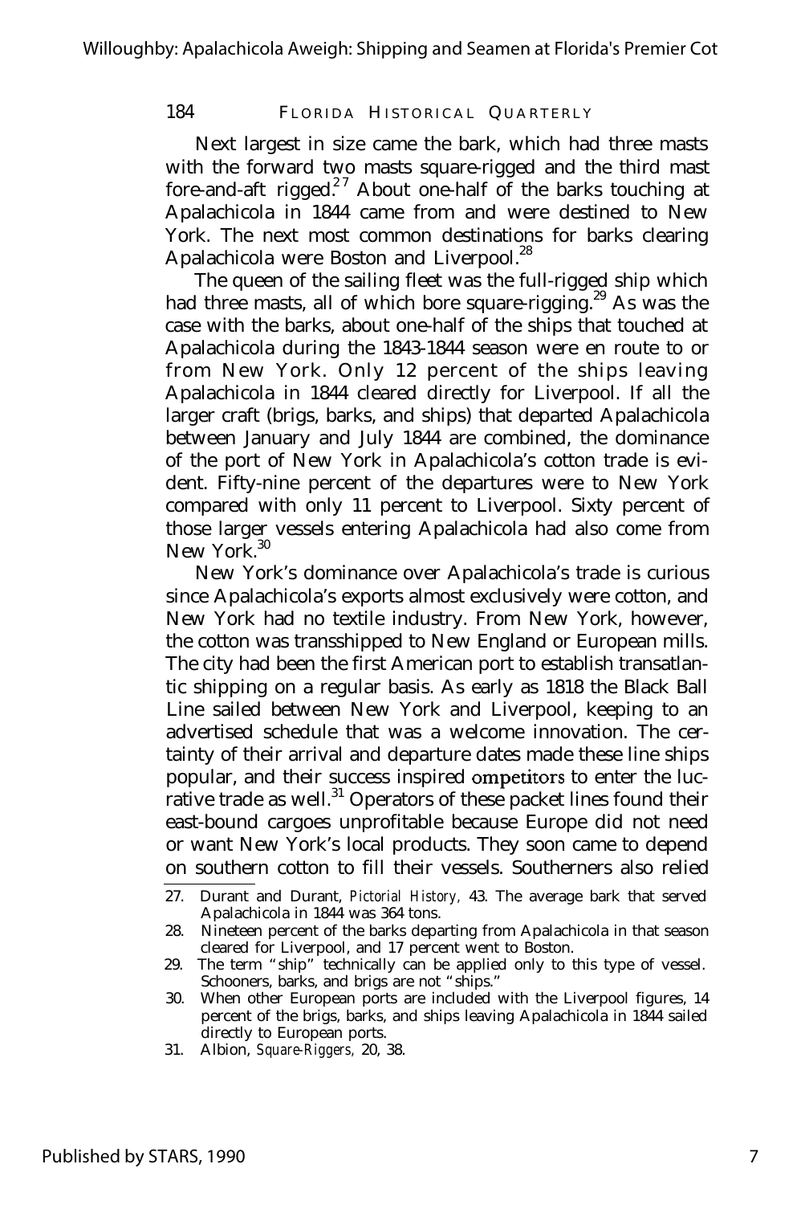Next largest in size came the bark, which had three masts with the forward two masts square-rigged and the third mast fore-and-aft rigged.[27] About one-half of the barks touching at Apalachicola in 1844 came from and were destined to New York. The next most common destinations for barks clearing Apalachicola were Boston and Liverpool.[28]

The queen of the sailing fleet was the full-rigged ship which had three masts, all of which bore square-rigging.[29] As was the case with the barks, about one-half of the ships that touched at Apalachicola during the 1843-1844 season were en route to or from New York. Only 12 percent of the ships leaving Apalachicola in 1844 cleared directly for Liverpool. If all the larger craft (brigs, barks, and ships) that departed Apalachicola between January and July 1844 are combined, the dominance of the port of New York in Apalachicola's cotton trade is evident. Fifty-nine percent of the departures were to New York compared with only 11 percent to Liverpool. Sixty percent of those larger vessels entering Apalachicola had also come from New York.[30]

New York's dominance over Apalachicola's trade is curious since Apalachicola's exports almost exclusively were cotton, and New York had no textile industry. From New York, however, the cotton was transshipped to New England or European mills. The city had been the first American port to establish transatlantic shipping on a regular basis. As early as 1818 the Black Ball Line sailed between New York and Liverpool, keeping to an advertised schedule that was a welcome innovation. The certainty of their arrival and departure dates made these line ships popular, and their success inspired ompetitors to enter the lucrative trade as well.[31] Operators of these packet lines found their east-bound cargoes unprofitable because Europe did not need or want New York's local products. They soon came to depend on southern cotton to fill their vessels. Southerners also relied

27. Durant and Durant, *Pictorial History,* 43. The average bark that served Apalachicola in 1844 was 364 tons.
28. Nineteen percent of the barks departing from Apalachicola in that season cleared for Liverpool, and 17 percent went to Boston.
29. The term "ship" technically can be applied only to this type of vessel. Schooners, barks, and brigs are not "ships."
30. When other European ports are included with the Liverpool figures, 14 percent of the brigs, barks, and ships leaving Apalachicola in 1844 sailed directly to European ports.
31. Albion, *Square-Riggers,* 20, 38.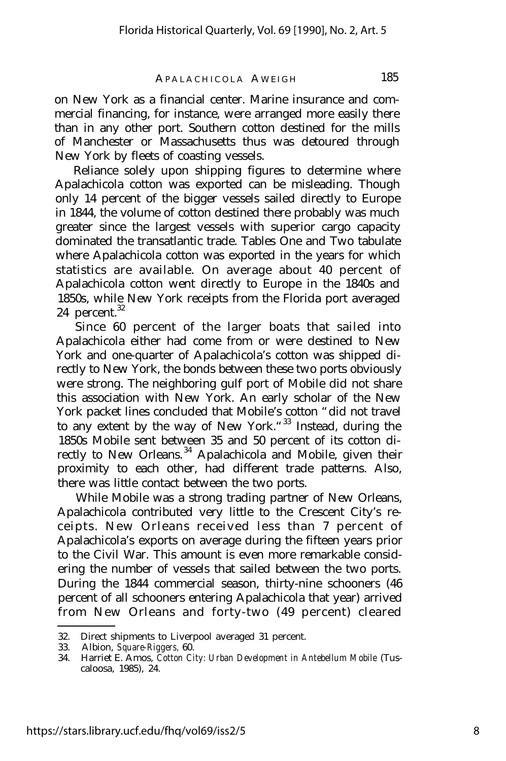on New York as a financial center. Marine insurance and commercial financing, for instance, were arranged more easily there than in any other port. Southern cotton destined for the mills of Manchester or Massachusetts thus was detoured through New York by fleets of coasting vessels.

Reliance solely upon shipping figures to determine where Apalachicola cotton was exported can be misleading. Though only 14 percent of the bigger vessels sailed directly to Europe in 1844, the volume of cotton destined there probably was much greater since the largest vessels with superior cargo capacity dominated the transatlantic trade. Tables One and Two tabulate where Apalachicola cotton was exported in the years for which statistics are available. On average about 40 percent of Apalachicola cotton went directly to Europe in the 1840s and 1850s, while New York receipts from the Florida port averaged 24 percent.[32]

Since 60 percent of the larger boats that sailed into Apalachicola either had come from or were destined to New York and one-quarter of Apalachicola's cotton was shipped directly to New York, the bonds between these two ports obviously were strong. The neighboring gulf port of Mobile did not share this association with New York. An early scholar of the New York packet lines concluded that Mobile's cotton "did not travel to any extent by the way of New York."[33] Instead, during the 1850s Mobile sent between 35 and 50 percent of its cotton directly to New Orleans.[34] Apalachicola and Mobile, given their proximity to each other, had different trade patterns. Also, there was little contact between the two ports.

While Mobile was a strong trading partner of New Orleans, Apalachicola contributed very little to the Crescent City's receipts. New Orleans received less than 7 percent of Apalachicola's exports on average during the fifteen years prior to the Civil War. This amount is even more remarkable considering the number of vessels that sailed between the two ports. During the 1844 commercial season, thirty-nine schooners (46 percent of all schooners entering Apalachicola that year) arrived from New Orleans and forty-two (49 percent) cleared

---

32. Direct shipments to Liverpool averaged 31 percent.
33. Albion, *Square-Riggers*, 60.
34. Harriet E. Amos, *Cotton City: Urban Development in Antebellum Mobile* (Tuscaloosa, 1985), 24.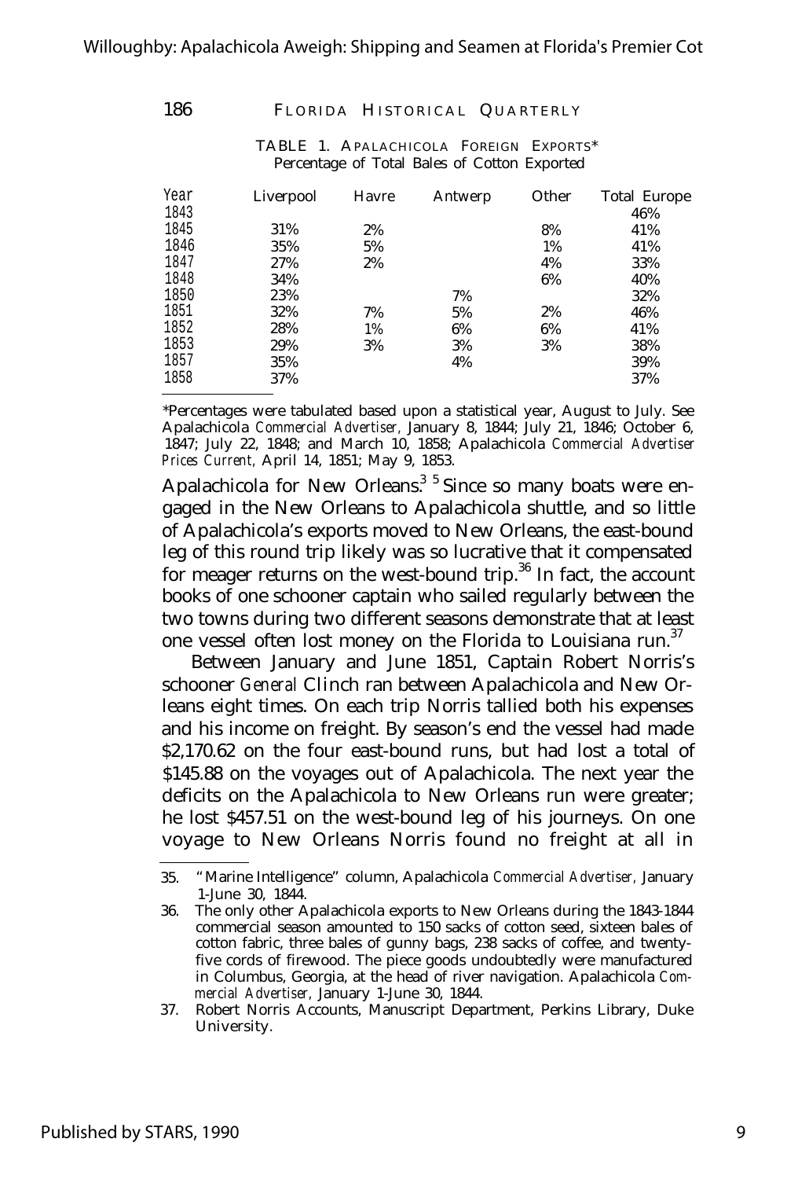TABLE 1. APALACHICOLA FOREIGN EXPORTS*
Percentage of Total Bales of Cotton Exported

| Year | Liverpool | Havre | Antwerp | Other | Total Europe |
|---|---|---|---|---|---|
| 1843 | | | | | 46% |
| 1845 | 31% | 2% | | 8% | 41% |
| 1846 | 35% | 5% | | 1% | 41% |
| 1847 | 27% | 2% | | 4% | 33% |
| 1848 | 34% | | | 6% | 40% |
| 1850 | 23% | | 7% | | 32% |
| 1851 | 32% | 7% | 5% | 2% | 46% |
| 1852 | 28% | 1% | 6% | 6% | 41% |
| 1853 | 29% | 3% | 3% | 3% | 38% |
| 1857 | 35% | | 4% | | 39% |
| 1858 | 37% | | | | 37% |

*Percentages were tabulated based upon a statistical year, August to July. See Apalachicola *Commercial Advertiser,* January 8, 1844; July 21, 1846; October 6, 1847; July 22, 1848; and March 10, 1858; Apalachicola *Commercial Advertiser Prices Current,* April 14, 1851; May 9, 1853.

Apalachicola for New Orleans.[35] Since so many boats were engaged in the New Orleans to Apalachicola shuttle, and so little of Apalachicola's exports moved to New Orleans, the east-bound leg of this round trip likely was so lucrative that it compensated for meager returns on the west-bound trip.[36] In fact, the account books of one schooner captain who sailed regularly between the two towns during two different seasons demonstrate that at least one vessel often lost money on the Florida to Louisiana run.[37]

Between January and June 1851, Captain Robert Norris's schooner *General* Clinch ran between Apalachicola and New Orleans eight times. On each trip Norris tallied both his expenses and his income on freight. By season's end the vessel had made $2,170.62 on the four east-bound runs, but had lost a total of $145.88 on the voyages out of Apalachicola. The next year the deficits on the Apalachicola to New Orleans run were greater; he lost $457.51 on the west-bound leg of his journeys. On one voyage to New Orleans Norris found no freight at all in

35. "Marine Intelligence" column, Apalachicola *Commercial Advertiser,* January 1-June 30, 1844.

36. The only other Apalachicola exports to New Orleans during the 1843-1844 commercial season amounted to 150 sacks of cotton seed, sixteen bales of cotton fabric, three bales of gunny bags, 238 sacks of coffee, and twenty-five cords of firewood. The piece goods undoubtedly were manufactured in Columbus, Georgia, at the head of river navigation. Apalachicola *Commercial Advertiser,* January 1-June 30, 1844.

37. Robert Norris Accounts, Manuscript Department, Perkins Library, Duke University.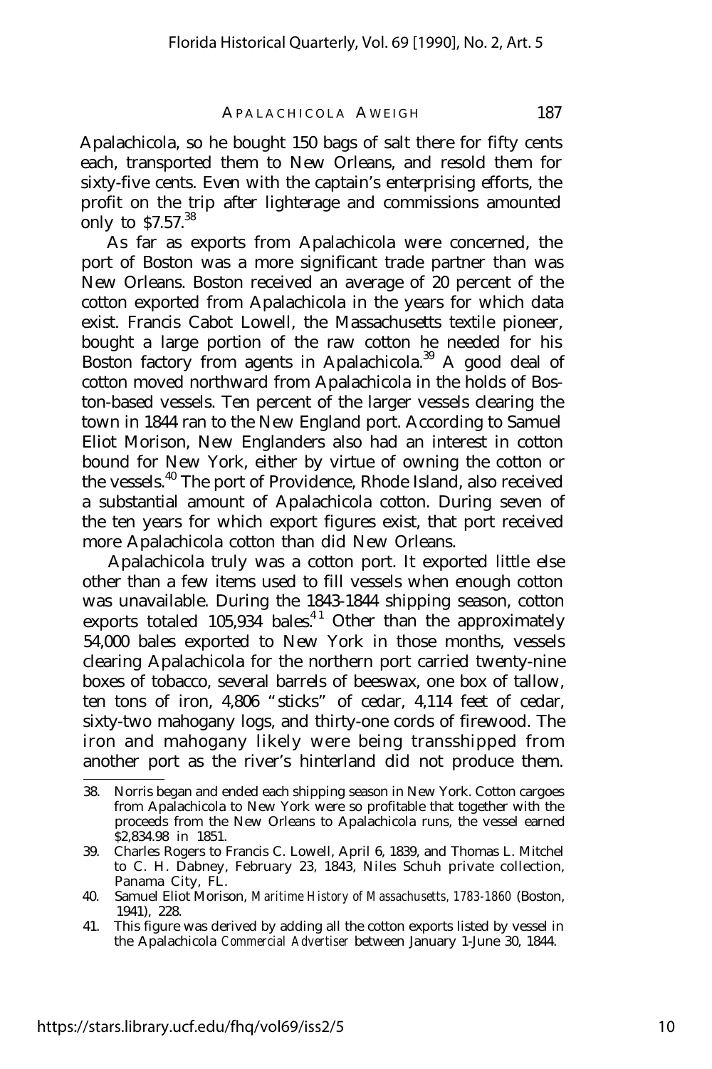Apalachicola, so he bought 150 bags of salt there for fifty cents each, transported them to New Orleans, and resold them for sixty-five cents. Even with the captain's enterprising efforts, the profit on the trip after lighterage and commissions amounted only to $7.57.[38]

As far as exports from Apalachicola were concerned, the port of Boston was a more significant trade partner than was New Orleans. Boston received an average of 20 percent of the cotton exported from Apalachicola in the years for which data exist. Francis Cabot Lowell, the Massachusetts textile pioneer, bought a large portion of the raw cotton he needed for his Boston factory from agents in Apalachicola.[39] A good deal of cotton moved northward from Apalachicola in the holds of Boston-based vessels. Ten percent of the larger vessels clearing the town in 1844 ran to the New England port. According to Samuel Eliot Morison, New Englanders also had an interest in cotton bound for New York, either by virtue of owning the cotton or the vessels.[40] The port of Providence, Rhode Island, also received a substantial amount of Apalachicola cotton. During seven of the ten years for which export figures exist, that port received more Apalachicola cotton than did New Orleans.

Apalachicola truly was a cotton port. It exported little else other than a few items used to fill vessels when enough cotton was unavailable. During the 1843-1844 shipping season, cotton exports totaled 105,934 bales.[41] Other than the approximately 54,000 bales exported to New York in those months, vessels clearing Apalachicola for the northern port carried twenty-nine boxes of tobacco, several barrels of beeswax, one box of tallow, ten tons of iron, 4,806 "sticks" of cedar, 4,114 feet of cedar, sixty-two mahogany logs, and thirty-one cords of firewood. The iron and mahogany likely were being transshipped from another port as the river's hinterland did not produce them.

---

38. Norris began and ended each shipping season in New York. Cotton cargoes from Apalachicola to New York were so profitable that together with the proceeds from the New Orleans to Apalachicola runs, the vessel earned $2,834.98 in 1851.

39. Charles Rogers to Francis C. Lowell, April 6, 1839, and Thomas L. Mitchel to C. H. Dabney, February 23, 1843, Niles Schuh private collection, Panama City, FL.

40. Samuel Eliot Morison, *Maritime History of Massachusetts, 1783-1860* (Boston, 1941), 228.

41. This figure was derived by adding all the cotton exports listed by vessel in the Apalachicola *Commercial Advertiser* between January 1-June 30, 1844.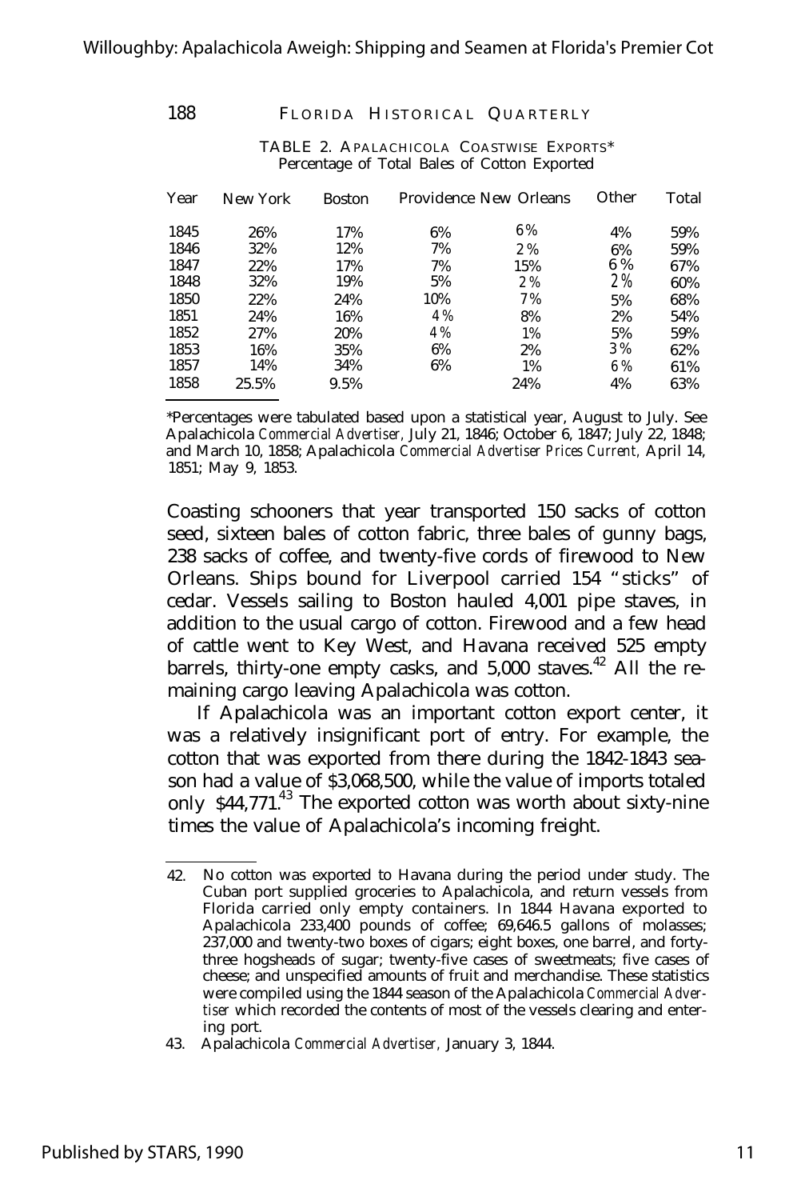TABLE 2. APALACHICOLA COASTWISE EXPORTS*
Percentage of Total Bales of Cotton Exported

| Year | New York | Boston | Providence | New Orleans | Other | Total |
|---|---|---|---|---|---|---|
| 1845 | 26% | 17% | 6% | 6% | 4% | 59% |
| 1846 | 32% | 12% | 7% | 2% | 6% | 59% |
| 1847 | 22% | 17% | 7% | 15% | 6% | 67% |
| 1848 | 32% | 19% | 5% | 2% | 2% | 60% |
| 1850 | 22% | 24% | 10% | 7% | 5% | 68% |
| 1851 | 24% | 16% | 4% | 8% | 2% | 54% |
| 1852 | 27% | 20% | 4% | 1% | 5% | 59% |
| 1853 | 16% | 35% | 6% | 2% | 3% | 62% |
| 1857 | 14% | 34% | 6% | 1% | 6% | 61% |
| 1858 | 25.5% | 9.5% | | 24% | 4% | 63% |

*Percentages were tabulated based upon a statistical year, August to July. See Apalachicola *Commercial Advertiser*, July 21, 1846; October 6, 1847; July 22, 1848; and March 10, 1858; Apalachicola *Commercial Advertiser Prices Current*, April 14, 1851; May 9, 1853.

Coasting schooners that year transported 150 sacks of cotton seed, sixteen bales of cotton fabric, three bales of gunny bags, 238 sacks of coffee, and twenty-five cords of firewood to New Orleans. Ships bound for Liverpool carried 154 "sticks" of cedar. Vessels sailing to Boston hauled 4,001 pipe staves, in addition to the usual cargo of cotton. Firewood and a few head of cattle went to Key West, and Havana received 525 empty barrels, thirty-one empty casks, and 5,000 staves.[42] All the remaining cargo leaving Apalachicola was cotton.

If Apalachicola was an important cotton export center, it was a relatively insignificant port of entry. For example, the cotton that was exported from there during the 1842-1843 season had a value of $3,068,500, while the value of imports totaled only $44,771.[43] The exported cotton was worth about sixty-nine times the value of Apalachicola's incoming freight.

42. No cotton was exported to Havana during the period under study. The Cuban port supplied groceries to Apalachicola, and return vessels from Florida carried only empty containers. In 1844 Havana exported to Apalachicola 233,400 pounds of coffee; 69,646.5 gallons of molasses; 237,000 and twenty-two boxes of cigars; eight boxes, one barrel, and forty-three hogsheads of sugar; twenty-five cases of sweetmeats; five cases of cheese; and unspecified amounts of fruit and merchandise. These statistics were compiled using the 1844 season of the Apalachicola *Commercial Advertiser* which recorded the contents of most of the vessels clearing and entering port.

43. Apalachicola *Commercial Advertiser*, January 3, 1844.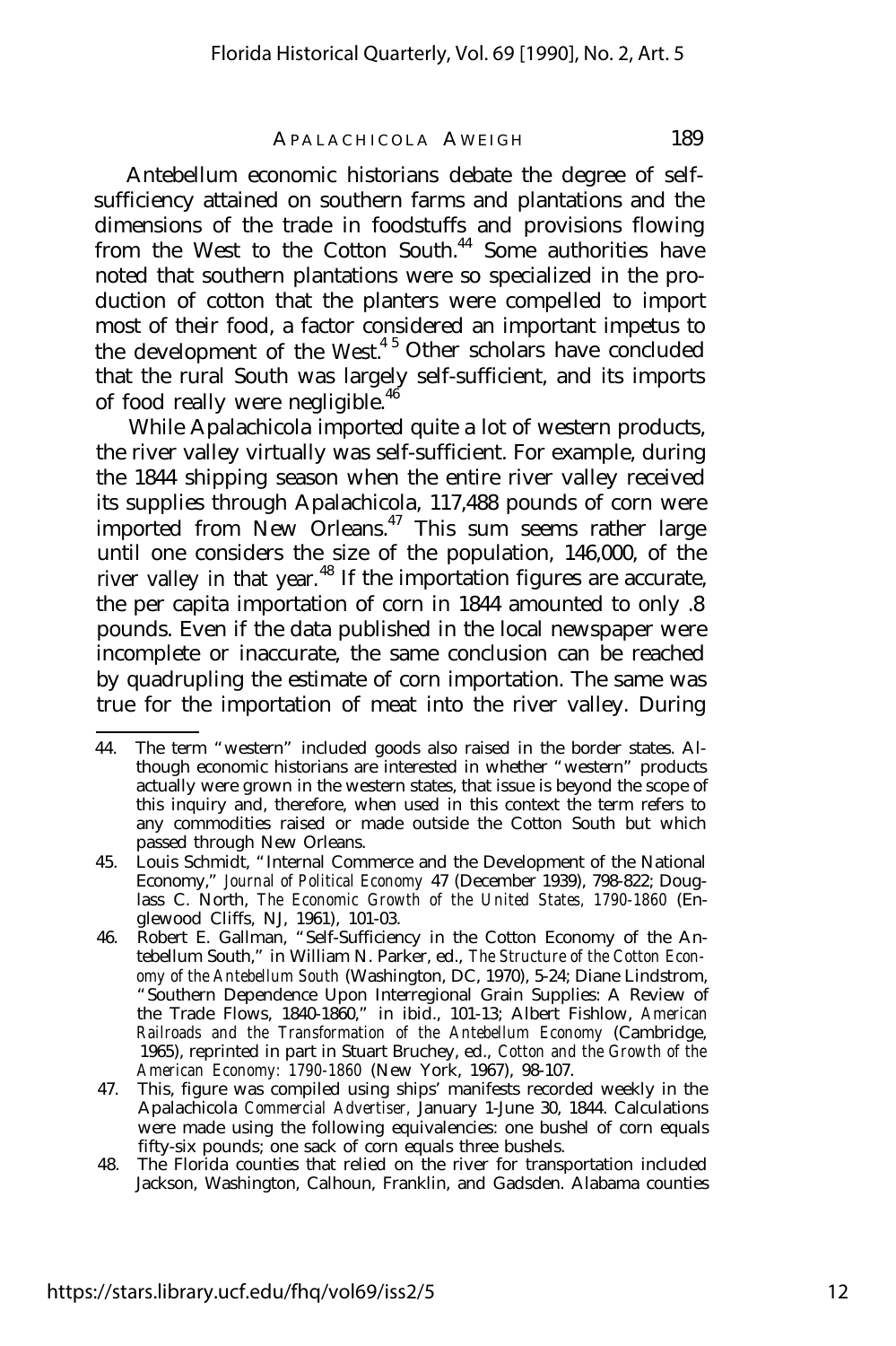Antebellum economic historians debate the degree of self-sufficiency attained on southern farms and plantations and the dimensions of the trade in foodstuffs and provisions flowing from the West to the Cotton South.[44] Some authorities have noted that southern plantations were so specialized in the production of cotton that the planters were compelled to import most of their food, a factor considered an important impetus to the development of the West.[45] Other scholars have concluded that the rural South was largely self-sufficient, and its imports of food really were negligible.[46]

While Apalachicola imported quite a lot of western products, the river valley virtually was self-sufficient. For example, during the 1844 shipping season when the entire river valley received its supplies through Apalachicola, 117,488 pounds of corn were imported from New Orleans.[47] This sum seems rather large until one considers the size of the population, 146,000, of the river valley in that year.[48] If the importation figures are accurate, the per capita importation of corn in 1844 amounted to only .8 pounds. Even if the data published in the local newspaper were incomplete or inaccurate, the same conclusion can be reached by quadrupling the estimate of corn importation. The same was true for the importation of meat into the river valley. During

---

44. The term "western" included goods also raised in the border states. Although economic historians are interested in whether "western" products actually were grown in the western states, that issue is beyond the scope of this inquiry and, therefore, when used in this context the term refers to any commodities raised or made outside the Cotton South but which passed through New Orleans.

45. Louis Schmidt, "Internal Commerce and the Development of the National Economy," *Journal of Political Economy* 47 (December 1939), 798-822; Douglass C. North, *The Economic Growth of the United States, 1790-1860* (Englewood Cliffs, NJ, 1961), 101-03.

46. Robert E. Gallman, "Self-Sufficiency in the Cotton Economy of the Antebellum South," in William N. Parker, ed., *The Structure of the Cotton Economy of the Antebellum South* (Washington, DC, 1970), 5-24; Diane Lindstrom, "Southern Dependence Upon Interregional Grain Supplies: A Review of the Trade Flows, 1840-1860," in ibid., 101-13; Albert Fishlow, *American Railroads and the Transformation of the Antebellum Economy* (Cambridge, 1965), reprinted in part in Stuart Bruchey, ed., *Cotton and the Growth of the American Economy: 1790-1860* (New York, 1967), 98-107.

47. This, figure was compiled using ships' manifests recorded weekly in the Apalachicola *Commercial Advertiser*, January 1-June 30, 1844. Calculations were made using the following equivalencies: one bushel of corn equals fifty-six pounds; one sack of corn equals three bushels.

48. The Florida counties that relied on the river for transportation included Jackson, Washington, Calhoun, Franklin, and Gadsden. Alabama counties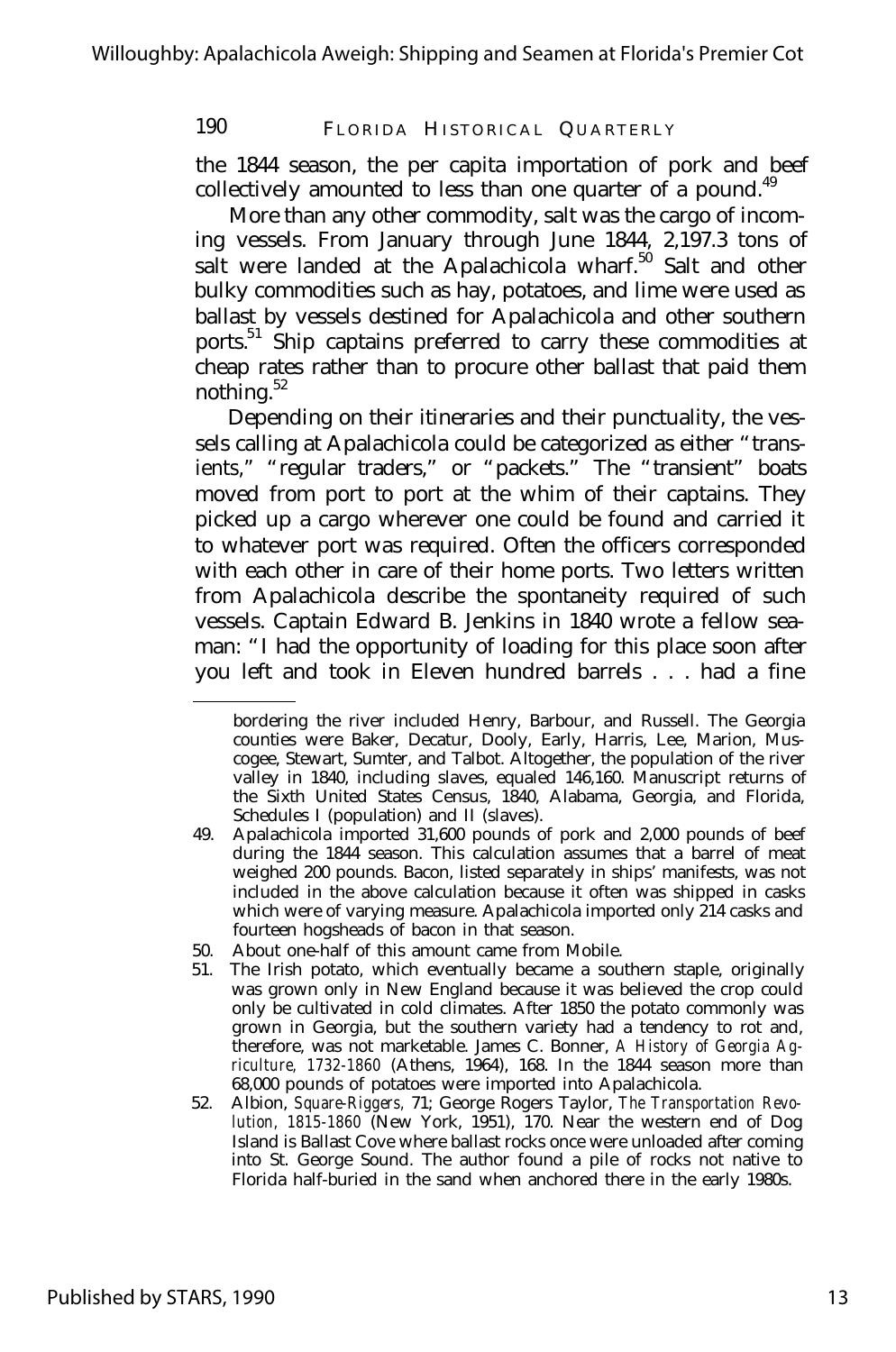the 1844 season, the per capita importation of pork and beef collectively amounted to less than one quarter of a pound.[49]

More than any other commodity, salt was the cargo of incoming vessels. From January through June 1844, 2,197.3 tons of salt were landed at the Apalachicola wharf.[50] Salt and other bulky commodities such as hay, potatoes, and lime were used as ballast by vessels destined for Apalachicola and other southern ports.[51] Ship captains preferred to carry these commodities at cheap rates rather than to procure other ballast that paid them nothing.[52]

Depending on their itineraries and their punctuality, the vessels calling at Apalachicola could be categorized as either "transients," "regular traders," or "packets." The "transient" boats moved from port to port at the whim of their captains. They picked up a cargo wherever one could be found and carried it to whatever port was required. Often the officers corresponded with each other in care of their home ports. Two letters written from Apalachicola describe the spontaneity required of such vessels. Captain Edward B. Jenkins in 1840 wrote a fellow seaman: "I had the opportunity of loading for this place soon after you left and took in Eleven hundred barrels . . . had a fine

---

bordering the river included Henry, Barbour, and Russell. The Georgia counties were Baker, Decatur, Dooly, Early, Harris, Lee, Marion, Muscogee, Stewart, Sumter, and Talbot. Altogether, the population of the river valley in 1840, including slaves, equaled 146,160. Manuscript returns of the Sixth United States Census, 1840, Alabama, Georgia, and Florida, Schedules I (population) and II (slaves).

49. Apalachicola imported 31,600 pounds of pork and 2,000 pounds of beef during the 1844 season. This calculation assumes that a barrel of meat weighed 200 pounds. Bacon, listed separately in ships' manifests, was not included in the above calculation because it often was shipped in casks which were of varying measure. Apalachicola imported only 214 casks and fourteen hogsheads of bacon in that season.
50. About one-half of this amount came from Mobile.
51. The Irish potato, which eventually became a southern staple, originally was grown only in New England because it was believed the crop could only be cultivated in cold climates. After 1850 the potato commonly was grown in Georgia, but the southern variety had a tendency to rot and, therefore, was not marketable. James C. Bonner, *A History of Georgia Agriculture, 1732-1860* (Athens, 1964), 168. In the 1844 season more than 68,000 pounds of potatoes were imported into Apalachicola.
52. Albion, *Square-Riggers,* 71; George Rogers Taylor, *The Transportation Revolution, 1815-1860* (New York, 1951), 170. Near the western end of Dog Island is Ballast Cove where ballast rocks once were unloaded after coming into St. George Sound. The author found a pile of rocks not native to Florida half-buried in the sand when anchored there in the early 1980s.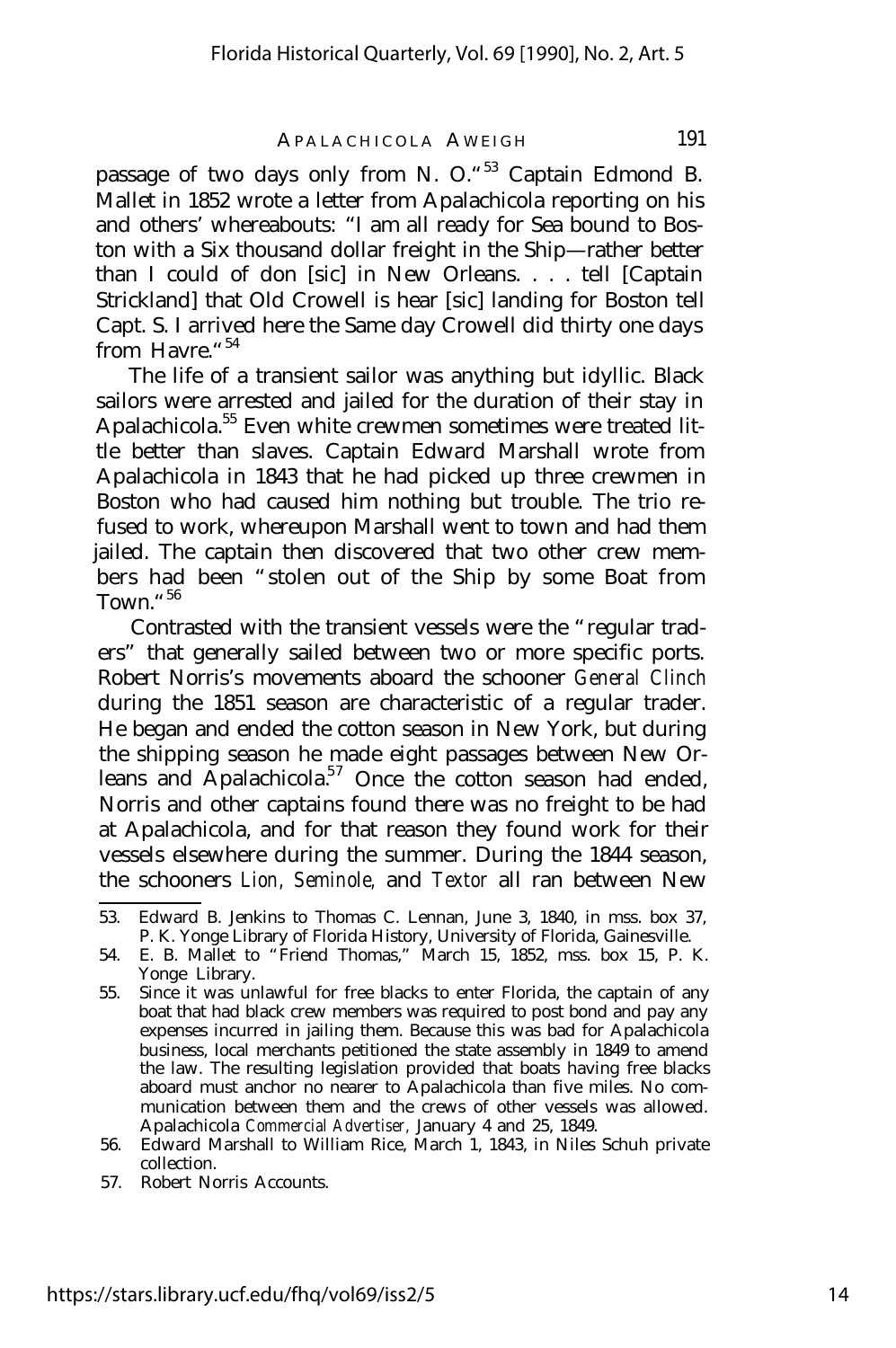passage of two days only from N. O."[53] Captain Edmond B. Mallet in 1852 wrote a letter from Apalachicola reporting on his and others' whereabouts: "I am all ready for Sea bound to Boston with a Six thousand dollar freight in the Ship—rather better than I could of don [sic] in New Orleans. . . . tell [Captain Strickland] that Old Crowell is hear [sic] landing for Boston tell Capt. S. I arrived here the Same day Crowell did thirty one days from Havre."[54]

The life of a transient sailor was anything but idyllic. Black sailors were arrested and jailed for the duration of their stay in Apalachicola.[55] Even white crewmen sometimes were treated little better than slaves. Captain Edward Marshall wrote from Apalachicola in 1843 that he had picked up three crewmen in Boston who had caused him nothing but trouble. The trio refused to work, whereupon Marshall went to town and had them jailed. The captain then discovered that two other crew members had been "stolen out of the Ship by some Boat from Town."[56]

Contrasted with the transient vessels were the "regular traders" that generally sailed between two or more specific ports. Robert Norris's movements aboard the schooner *General Clinch* during the 1851 season are characteristic of a regular trader. He began and ended the cotton season in New York, but during the shipping season he made eight passages between New Orleans and Apalachicola.[57] Once the cotton season had ended, Norris and other captains found there was no freight to be had at Apalachicola, and for that reason they found work for their vessels elsewhere during the summer. During the 1844 season, the schooners *Lion, Seminole,* and *Textor* all ran between New

---

53. Edward B. Jenkins to Thomas C. Lennan, June 3, 1840, in mss. box 37, P. K. Yonge Library of Florida History, University of Florida, Gainesville.
54. E. B. Mallet to "Friend Thomas," March 15, 1852, mss. box 15, P. K. Yonge Library.
55. Since it was unlawful for free blacks to enter Florida, the captain of any boat that had black crew members was required to post bond and pay any expenses incurred in jailing them. Because this was bad for Apalachicola business, local merchants petitioned the state assembly in 1849 to amend the law. The resulting legislation provided that boats having free blacks aboard must anchor no nearer to Apalachicola than five miles. No communication between them and the crews of other vessels was allowed. Apalachicola *Commercial Advertiser,* January 4 and 25, 1849.
56. Edward Marshall to William Rice, March 1, 1843, in Niles Schuh private collection.
57. Robert Norris Accounts.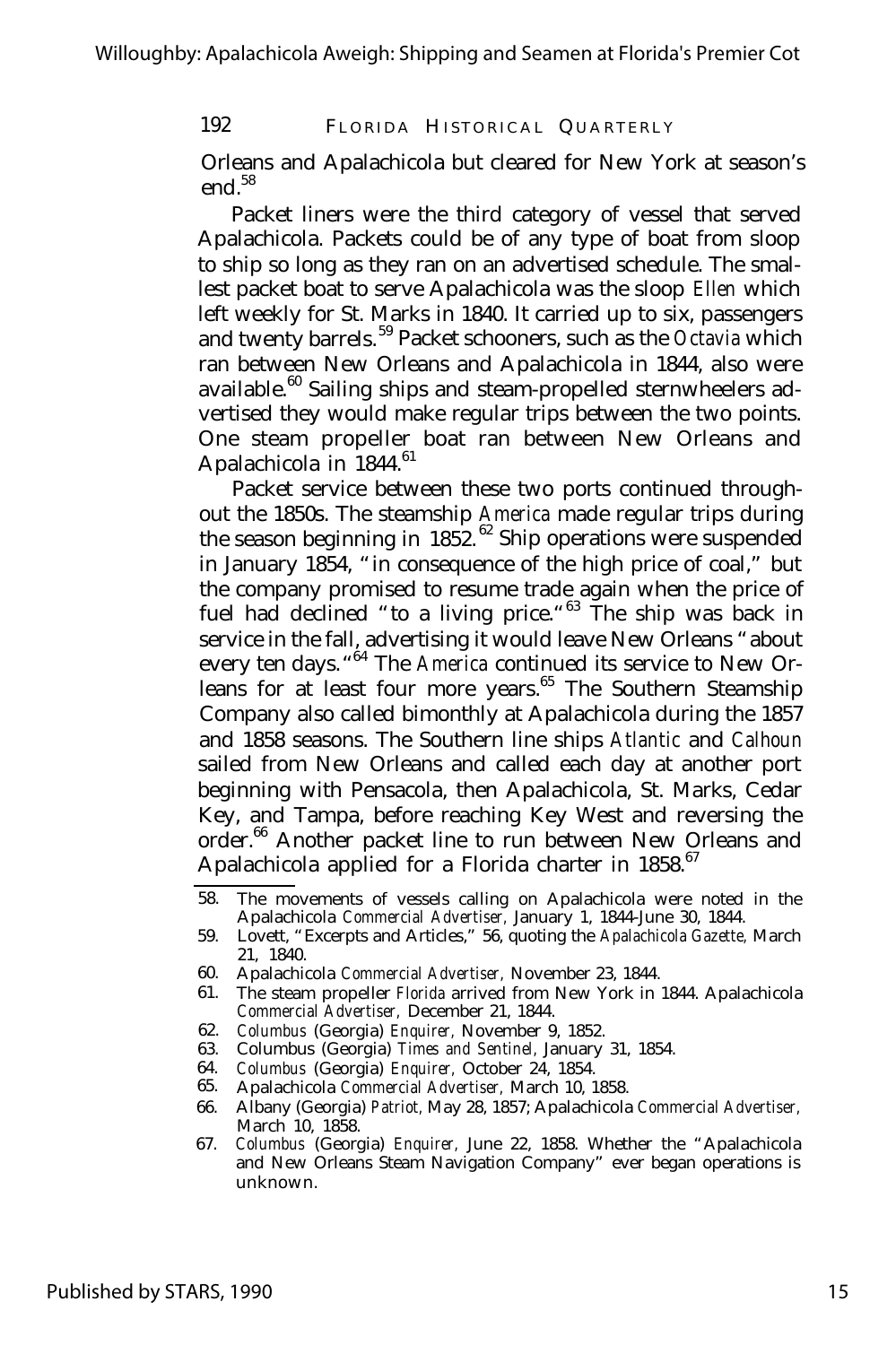Orleans and Apalachicola but cleared for New York at season's end.[58]

Packet liners were the third category of vessel that served Apalachicola. Packets could be of any type of boat from sloop to ship so long as they ran on an advertised schedule. The smallest packet boat to serve Apalachicola was the sloop *Ellen* which left weekly for St. Marks in 1840. It carried up to six, passengers and twenty barrels.[59] Packet schooners, such as the *Octavia* which ran between New Orleans and Apalachicola in 1844, also were available.[60] Sailing ships and steam-propelled sternwheelers advertised they would make regular trips between the two points. One steam propeller boat ran between New Orleans and Apalachicola in 1844.[61]

Packet service between these two ports continued throughout the 1850s. The steamship *America* made regular trips during the season beginning in 1852.[62] Ship operations were suspended in January 1854, "in consequence of the high price of coal," but the company promised to resume trade again when the price of fuel had declined "to a living price."[63] The ship was back in service in the fall, advertising it would leave New Orleans "about every ten days."[64] The *America* continued its service to New Orleans for at least four more years.[65] The Southern Steamship Company also called bimonthly at Apalachicola during the 1857 and 1858 seasons. The Southern line ships *Atlantic* and *Calhoun* sailed from New Orleans and called each day at another port beginning with Pensacola, then Apalachicola, St. Marks, Cedar Key, and Tampa, before reaching Key West and reversing the order.[66] Another packet line to run between New Orleans and Apalachicola applied for a Florida charter in 1858.[67]

58. The movements of vessels calling on Apalachicola were noted in the Apalachicola *Commercial Advertiser*, January 1, 1844-June 30, 1844.
59. Lovett, "Excerpts and Articles," 56, quoting the *Apalachicola Gazette*, March 21, 1840.
60. Apalachicola *Commercial Advertiser*, November 23, 1844.
61. The steam propeller *Florida* arrived from New York in 1844. Apalachicola *Commercial Advertiser*, December 21, 1844.
62. *Columbus* (Georgia) *Enquirer*, November 9, 1852.
63. Columbus (Georgia) *Times and Sentinel*, January 31, 1854.
64. *Columbus* (Georgia) *Enquirer*, October 24, 1854.
65. Apalachicola *Commercial Advertiser*, March 10, 1858.
66. Albany (Georgia) *Patriot*, May 28, 1857; Apalachicola *Commercial Advertiser*, March 10, 1858.
67. *Columbus* (Georgia) *Enquirer*, June 22, 1858. Whether the "Apalachicola and New Orleans Steam Navigation Company" ever began operations is unknown.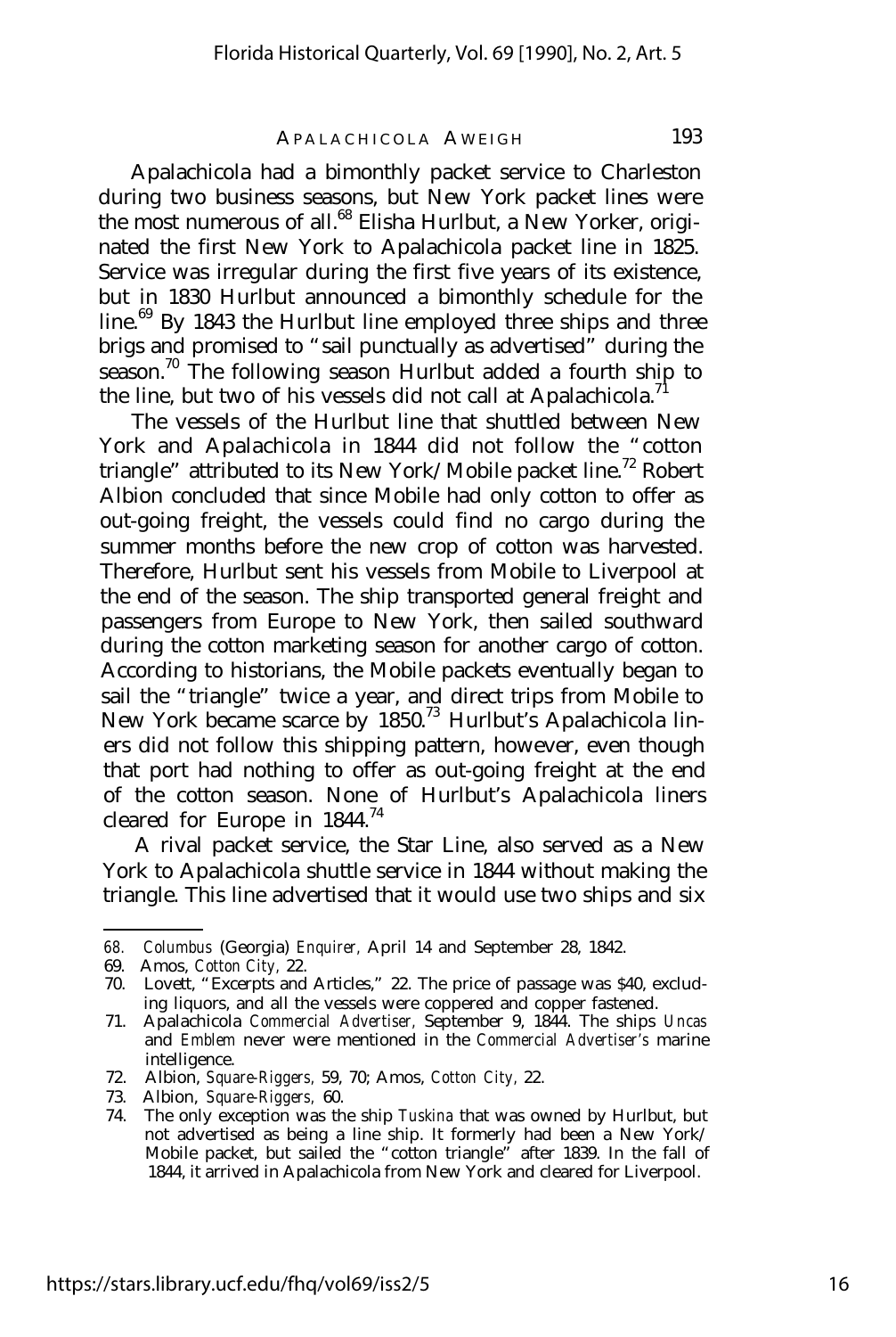Apalachicola had a bimonthly packet service to Charleston during two business seasons, but New York packet lines were the most numerous of all.[68] Elisha Hurlbut, a New Yorker, originated the first New York to Apalachicola packet line in 1825. Service was irregular during the first five years of its existence, but in 1830 Hurlbut announced a bimonthly schedule for the line.[69] By 1843 the Hurlbut line employed three ships and three brigs and promised to "sail punctually as advertised" during the season.[70] The following season Hurlbut added a fourth ship to the line, but two of his vessels did not call at Apalachicola.[71]

The vessels of the Hurlbut line that shuttled between New York and Apalachicola in 1844 did not follow the "cotton triangle" attributed to its New York/Mobile packet line.[72] Robert Albion concluded that since Mobile had only cotton to offer as out-going freight, the vessels could find no cargo during the summer months before the new crop of cotton was harvested. Therefore, Hurlbut sent his vessels from Mobile to Liverpool at the end of the season. The ship transported general freight and passengers from Europe to New York, then sailed southward during the cotton marketing season for another cargo of cotton. According to historians, the Mobile packets eventually began to sail the "triangle" twice a year, and direct trips from Mobile to New York became scarce by 1850.[73] Hurlbut's Apalachicola liners did not follow this shipping pattern, however, even though that port had nothing to offer as out-going freight at the end of the cotton season. None of Hurlbut's Apalachicola liners cleared for Europe in 1844.[74]

A rival packet service, the Star Line, also served as a New York to Apalachicola shuttle service in 1844 without making the triangle. This line advertised that it would use two ships and six

---

68. *Columbus* (Georgia) *Enquirer,* April 14 and September 28, 1842.

69. Amos, *Cotton City,* 22.

70. Lovett, "Excerpts and Articles," 22. The price of passage was $40, excluding liquors, and all the vessels were coppered and copper fastened.

71. Apalachicola *Commercial Advertiser,* September 9, 1844. The ships *Uncas* and *Emblem* never were mentioned in the *Commercial Advertiser's* marine intelligence.

72. Albion, *Square-Riggers,* 59, 70; Amos, *Cotton City,* 22.

73. Albion, *Square-Riggers,* 60.

74. The only exception was the ship *Tuskina* that was owned by Hurlbut, but not advertised as being a line ship. It formerly had been a New York/Mobile packet, but sailed the "cotton triangle" after 1839. In the fall of 1844, it arrived in Apalachicola from New York and cleared for Liverpool.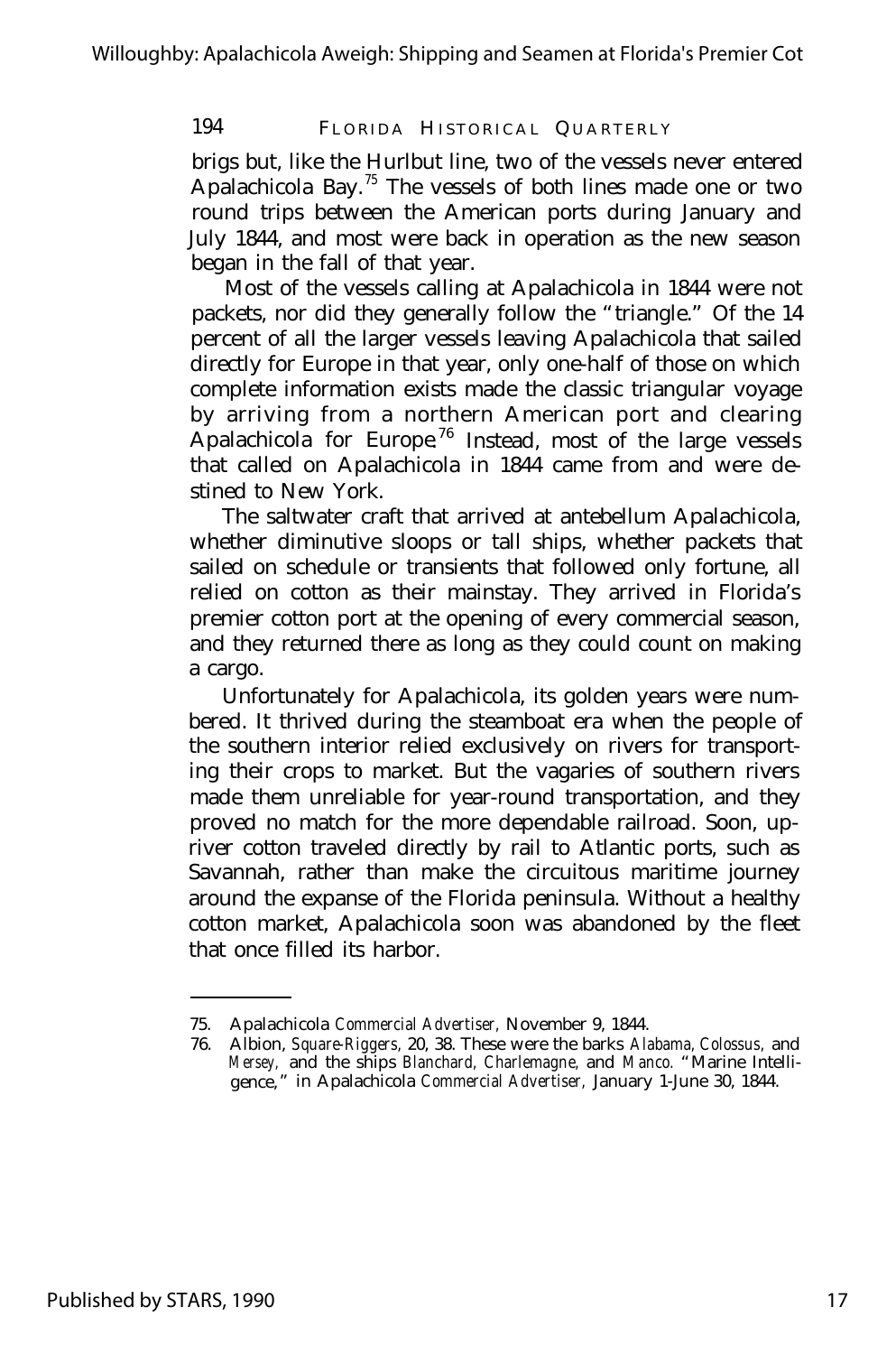brigs but, like the Hurlbut line, two of the vessels never entered Apalachicola Bay.[75] The vessels of both lines made one or two round trips between the American ports during January and July 1844, and most were back in operation as the new season began in the fall of that year.

Most of the vessels calling at Apalachicola in 1844 were not packets, nor did they generally follow the "triangle." Of the 14 percent of all the larger vessels leaving Apalachicola that sailed directly for Europe in that year, only one-half of those on which complete information exists made the classic triangular voyage by arriving from a northern American port and clearing Apalachicola for Europe.[76] Instead, most of the large vessels that called on Apalachicola in 1844 came from and were destined to New York.

The saltwater craft that arrived at antebellum Apalachicola, whether diminutive sloops or tall ships, whether packets that sailed on schedule or transients that followed only fortune, all relied on cotton as their mainstay. They arrived in Florida's premier cotton port at the opening of every commercial season, and they returned there as long as they could count on making a cargo.

Unfortunately for Apalachicola, its golden years were numbered. It thrived during the steamboat era when the people of the southern interior relied exclusively on rivers for transporting their crops to market. But the vagaries of southern rivers made them unreliable for year-round transportation, and they proved no match for the more dependable railroad. Soon, upriver cotton traveled directly by rail to Atlantic ports, such as Savannah, rather than make the circuitous maritime journey around the expanse of the Florida peninsula. Without a healthy cotton market, Apalachicola soon was abandoned by the fleet that once filled its harbor.

---

75. Apalachicola *Commercial Advertiser*, November 9, 1844.
76. Albion, *Square-Riggers*, 20, 38. These were the barks *Alabama*, *Colossus*, and *Mersey*, and the ships *Blanchard*, *Charlemagne*, and *Manco*. "Marine Intelligence," in Apalachicola *Commercial Advertiser*, January 1-June 30, 1844.